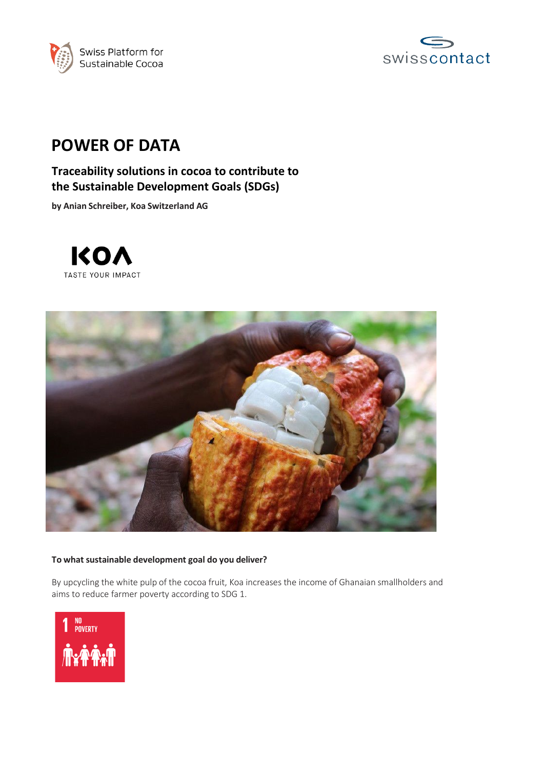Swiss Platform for Sustainable Cocoa

swisscontact

# POWER OF DATA

## Traceability solutions in cocoa to contribute to the Sustainable Development Goals (SDGs)

**by Anian Schreiber, Koa Switzerland AG**

KOA
TASTE YOUR IMPACT

**To what sustainable development goal do you deliver?**

By upcycling the white pulp of the cocoa fruit, Koa increases the income of Ghanaian smallholders and aims to reduce farmer poverty according to SDG 1.

1 NO POVERTY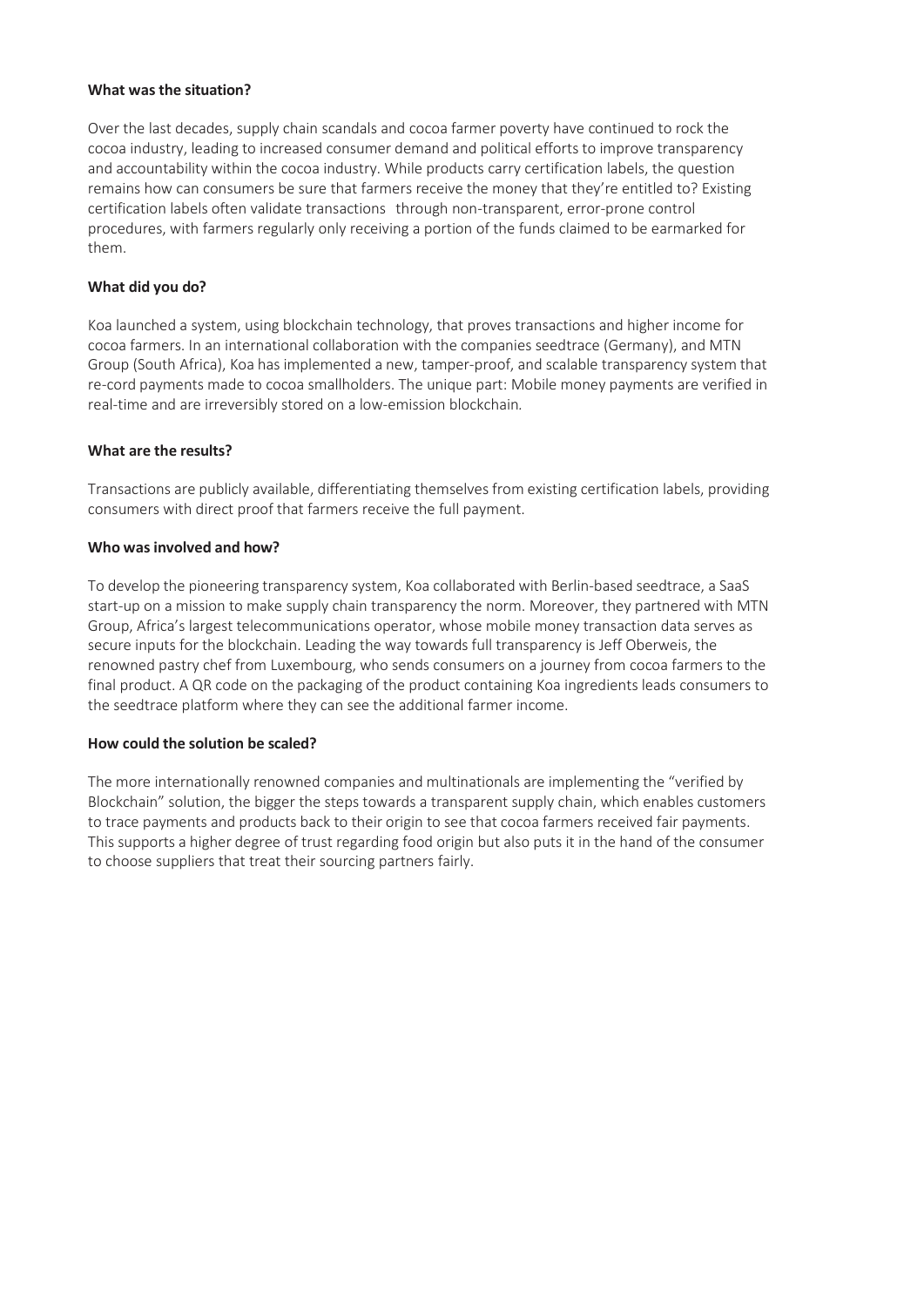**What was the situation?**

Over the last decades, supply chain scandals and cocoa farmer poverty have continued to rock the cocoa industry, leading to increased consumer demand and political efforts to improve transparency and accountability within the cocoa industry. While products carry certification labels, the question remains how can consumers be sure that farmers receive the money that they're entitled to? Existing certification labels often validate transactions through non-transparent, error-prone control procedures, with farmers regularly only receiving a portion of the funds claimed to be earmarked for them.

**What did you do?**

Koa launched a system, using blockchain technology, that proves transactions and higher income for cocoa farmers. In an international collaboration with the companies seedtrace (Germany), and MTN Group (South Africa), Koa has implemented a new, tamper-proof, and scalable transparency system that re-cord payments made to cocoa smallholders. The unique part: Mobile money payments are verified in real-time and are irreversibly stored on a low-emission blockchain.

**What are the results?**

Transactions are publicly available, differentiating themselves from existing certification labels, providing consumers with direct proof that farmers receive the full payment.

**Who was involved and how?**

To develop the pioneering transparency system, Koa collaborated with Berlin-based seedtrace, a SaaS start-up on a mission to make supply chain transparency the norm. Moreover, they partnered with MTN Group, Africa's largest telecommunications operator, whose mobile money transaction data serves as secure inputs for the blockchain. Leading the way towards full transparency is Jeff Oberweis, the renowned pastry chef from Luxembourg, who sends consumers on a journey from cocoa farmers to the final product. A QR code on the packaging of the product containing Koa ingredients leads consumers to the seedtrace platform where they can see the additional farmer income.

**How could the solution be scaled?**

The more internationally renowned companies and multinationals are implementing the "verified by Blockchain" solution, the bigger the steps towards a transparent supply chain, which enables customers to trace payments and products back to their origin to see that cocoa farmers received fair payments. This supports a higher degree of trust regarding food origin but also puts it in the hand of the consumer to choose suppliers that treat their sourcing partners fairly.